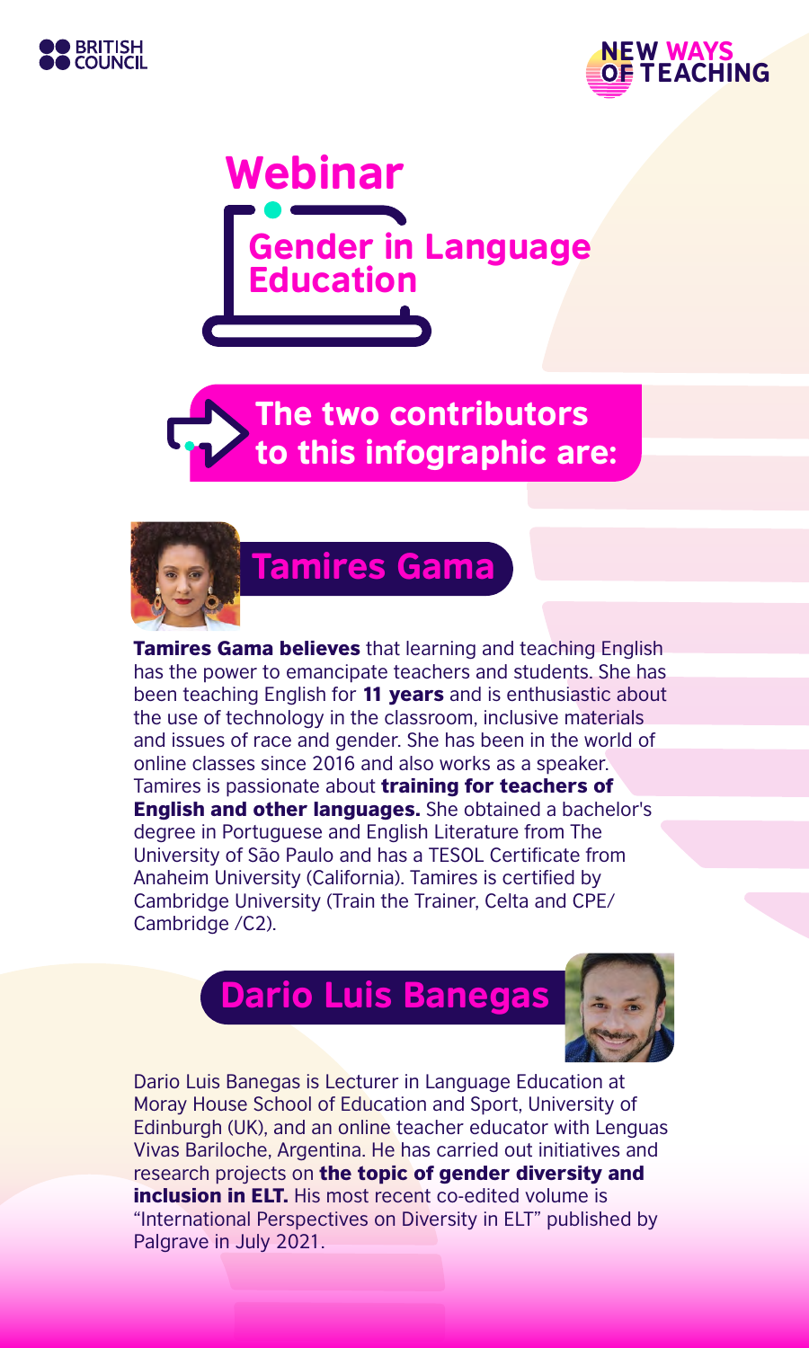BRITISH COUNCIL

NEW WAYS OF TEACHING

# Webinar

## Gender in Language Education

**The two contributors to this infographic are:**

## Tamires Gama

**Tamires Gama believes** that learning and teaching English has the power to emancipate teachers and students. She has been teaching English for **11 years** and is enthusiastic about the use of technology in the classroom, inclusive materials and issues of race and gender. She has been in the world of online classes since 2016 and also works as a speaker. Tamires is passionate about **training for teachers of English and other languages.** She obtained a bachelor's degree in Portuguese and English Literature from The University of São Paulo and has a TESOL Certificate from Anaheim University (California). Tamires is certified by Cambridge University (Train the Trainer, Celta and CPE/ Cambridge /C2).

## Dario Luis Banegas

Dario Luis Banegas is Lecturer in Language Education at Moray House School of Education and Sport, University of Edinburgh (UK), and an online teacher educator with Lenguas Vivas Bariloche, Argentina. He has carried out initiatives and research projects on **the topic of gender diversity and inclusion in ELT.** His most recent co-edited volume is "International Perspectives on Diversity in ELT" published by Palgrave in July 2021.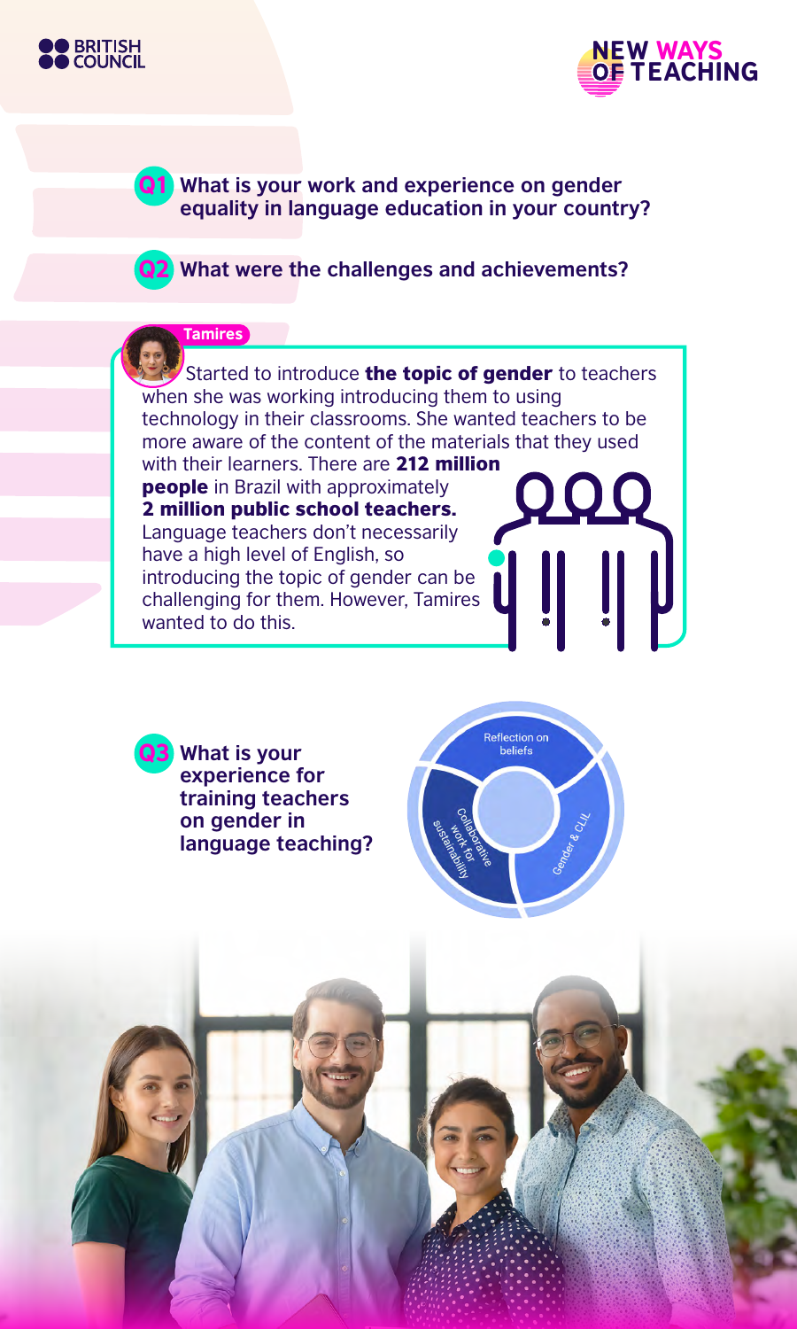**Q1** What is your work and experience on gender equality in language education in your country?

**Q2** What were the challenges and achievements?

**Tamires**

Started to introduce **the topic of gender** to teachers when she was working introducing them to using technology in their classrooms. She wanted teachers to be more aware of the content of the materials that they used with their learners. There are **212 million people** in Brazil with approximately **2 million public school teachers.** Language teachers don't necessarily have a high level of English, so introducing the topic of gender can be challenging for them. However, Tamires wanted to do this.

**Q3** What is your experience for training teachers on gender in language teaching?

- Reflection on beliefs
- Gender & CLIL
- Collaborative work for sustainability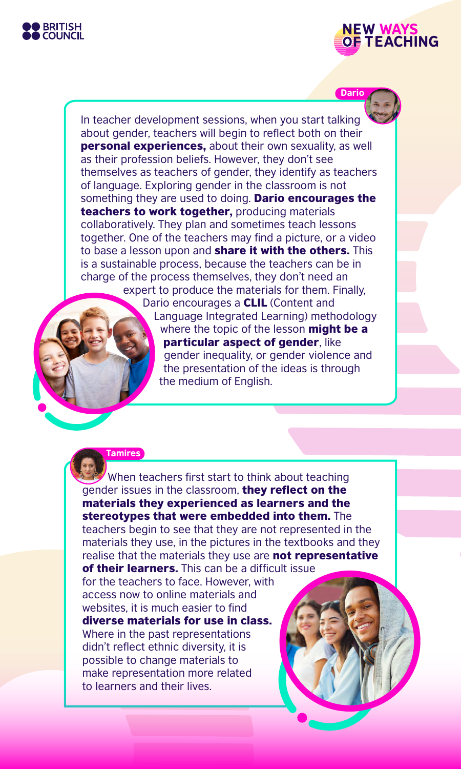**Dario**

In teacher development sessions, when you start talking about gender, teachers will begin to reflect both on their **personal experiences,** about their own sexuality, as well as their profession beliefs. However, they don't see themselves as teachers of gender, they identify as teachers of language. Exploring gender in the classroom is not something they are used to doing. **Dario encourages the teachers to work together,** producing materials collaboratively. They plan and sometimes teach lessons together. One of the teachers may find a picture, or a video to base a lesson upon and **share it with the others.** This is a sustainable process, because the teachers can be in charge of the process themselves, they don't need an expert to produce the materials for them. Finally, Dario encourages a **CLIL** (Content and Language Integrated Learning) methodology where the topic of the lesson **might be a particular aspect of gender**, like gender inequality, or gender violence and the presentation of the ideas is through the medium of English.

**Tamires**

When teachers first start to think about teaching gender issues in the classroom, **they reflect on the materials they experienced as learners and the stereotypes that were embedded into them.** The teachers begin to see that they are not represented in the materials they use, in the pictures in the textbooks and they realise that the materials they use are **not representative of their learners.** This can be a difficult issue for the teachers to face. However, with access now to online materials and websites, it is much easier to find **diverse materials for use in class.** Where in the past representations didn't reflect ethnic diversity, it is possible to change materials to make representation more related to learners and their lives.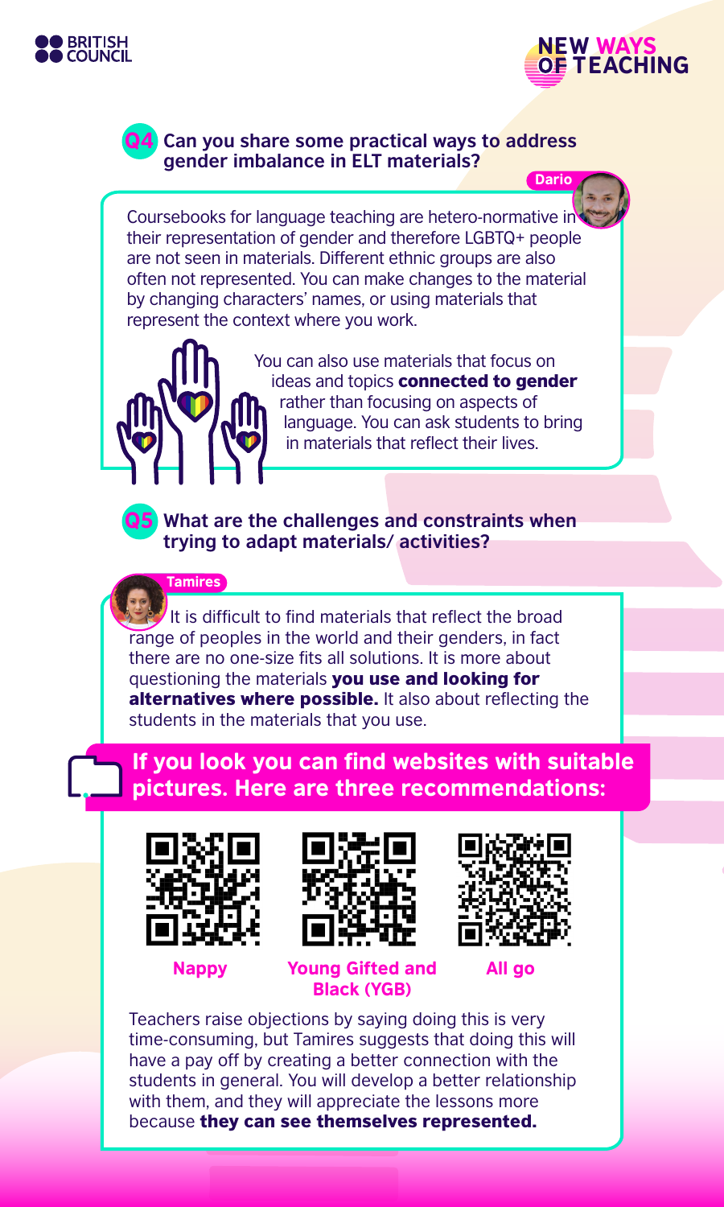## Q4 Can you share some practical ways to address gender imbalance in ELT materials?

**Dario**

Coursebooks for language teaching are hetero-normative in their representation of gender and therefore LGBTQ+ people are not seen in materials. Different ethnic groups are also often not represented. You can make changes to the material by changing characters' names, or using materials that represent the context where you work.

You can also use materials that focus on ideas and topics **connected to gender** rather than focusing on aspects of language. You can ask students to bring in materials that reflect their lives.

## Q5 What are the challenges and constraints when trying to adapt materials/ activities?

**Tamires**

It is difficult to find materials that reflect the broad range of peoples in the world and their genders, in fact there are no one-size fits all solutions. It is more about questioning the materials **you use and looking for alternatives where possible.** It also about reflecting the students in the materials that you use.

**If you look you can find websites with suitable pictures. Here are three recommendations:**

- **Nappy**
- **Young Gifted and Black (YGB)**
- **All go**

Teachers raise objections by saying doing this is very time-consuming, but Tamires suggests that doing this will have a pay off by creating a better connection with the students in general. You will develop a better relationship with them, and they will appreciate the lessons more because **they can see themselves represented.**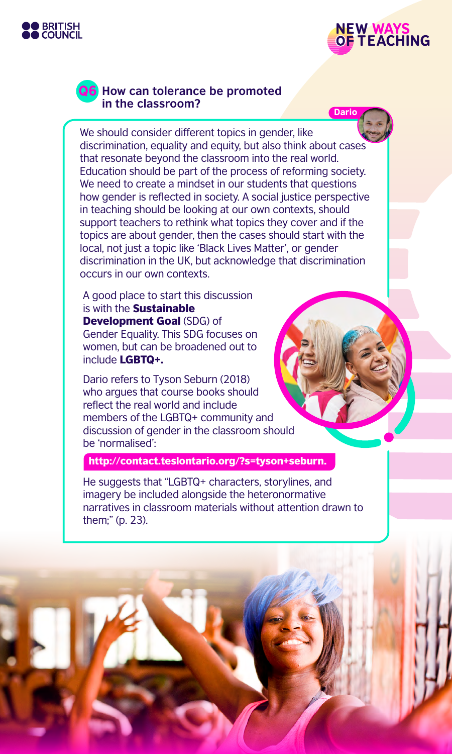## Q6 How can tolerance be promoted in the classroom?

**Dario**

We should consider different topics in gender, like discrimination, equality and equity, but also think about cases that resonate beyond the classroom into the real world. Education should be part of the process of reforming society. We need to create a mindset in our students that questions how gender is reflected in society. A social justice perspective in teaching should be looking at our own contexts, should support teachers to rethink what topics they cover and if the topics are about gender, then the cases should start with the local, not just a topic like 'Black Lives Matter', or gender discrimination in the UK, but acknowledge that discrimination occurs in our own contexts.

A good place to start this discussion is with the **Sustainable Development Goal** (SDG) of Gender Equality. This SDG focuses on women, but can be broadened out to include **LGBTQ+.**

Dario refers to Tyson Seburn (2018) who argues that course books should reflect the real world and include members of the LGBTQ+ community and discussion of gender in the classroom should be 'normalised':

**http://contact.teslontario.org/?s=tyson+seburn.**

He suggests that "LGBTQ+ characters, storylines, and imagery be included alongside the heteronormative narratives in classroom materials without attention drawn to them;" (p. 23).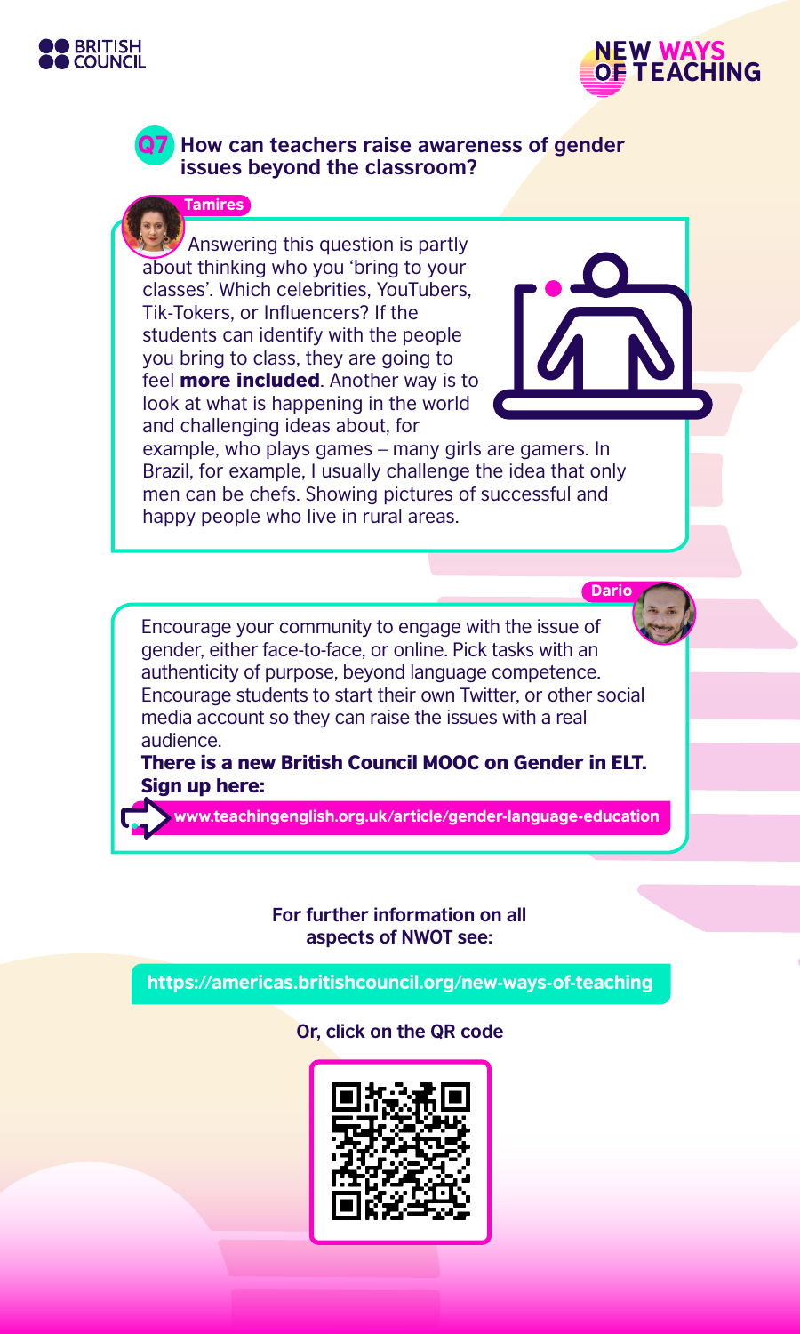## Q7 How can teachers raise awareness of gender issues beyond the classroom?

**Tamires**

Answering this question is partly about thinking who you 'bring to your classes'. Which celebrities, YouTubers, Tik-Tokers, or Influencers? If the students can identify with the people you bring to class, they are going to feel **more included**. Another way is to look at what is happening in the world and challenging ideas about, for example, who plays games – many girls are gamers. In Brazil, for example, I usually challenge the idea that only men can be chefs. Showing pictures of successful and happy people who live in rural areas.

**Dario**

Encourage your community to engage with the issue of gender, either face-to-face, or online. Pick tasks with an authenticity of purpose, beyond language competence. Encourage students to start their own Twitter, or other social media account so they can raise the issues with a real audience.

**There is a new British Council MOOC on Gender in ELT. Sign up here:**

**www.teachingenglish.org.uk/article/gender-language-education**

**For further information on all aspects of NWOT see:**

**https://americas.britishcouncil.org/new-ways-of-teaching**

**Or, click on the QR code**